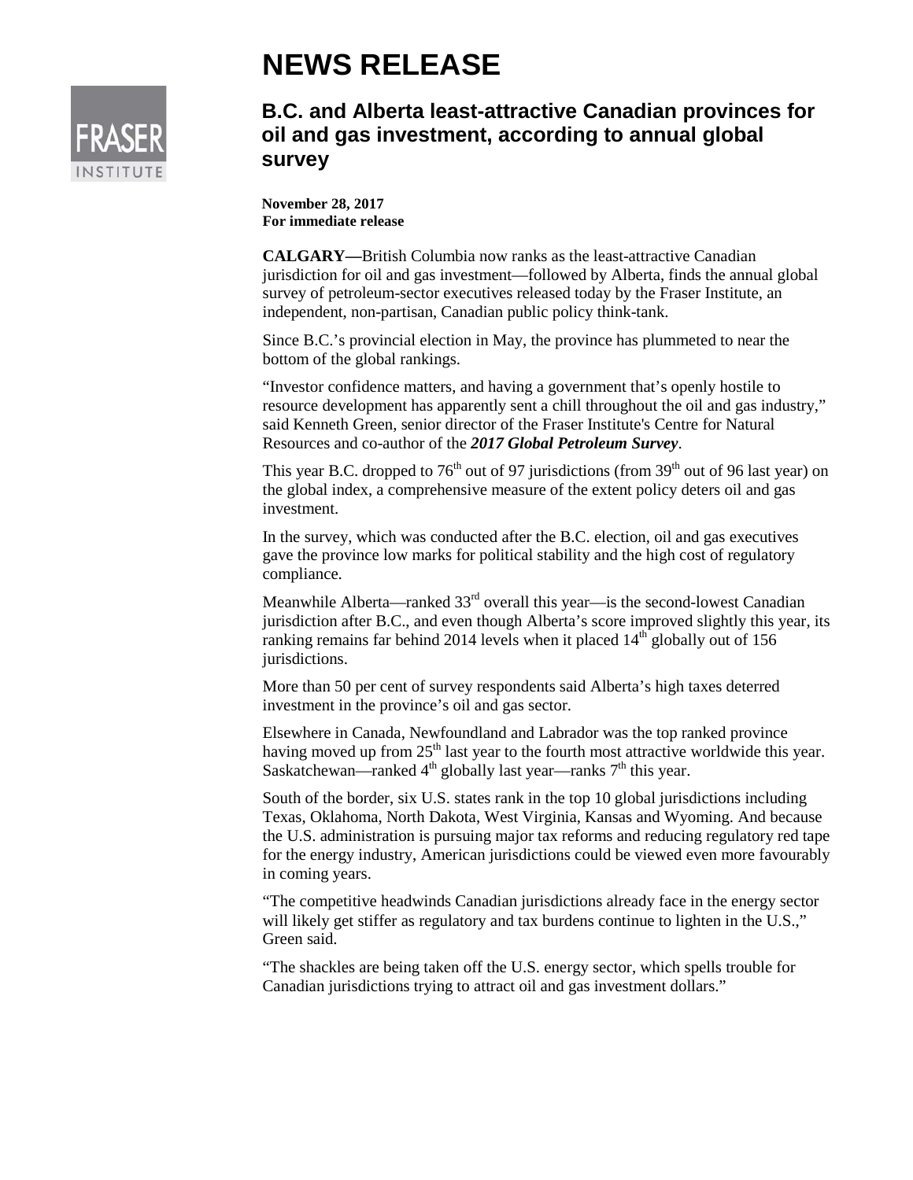# NEWS RELEASE

## B.C. and Alberta least-attractive Canadian provinces for oil and gas investment, according to annual global survey

**November 28, 2017**
**For immediate release**

**CALGARY—**British Columbia now ranks as the least-attractive Canadian jurisdiction for oil and gas investment—followed by Alberta, finds the annual global survey of petroleum-sector executives released today by the Fraser Institute, an independent, non-partisan, Canadian public policy think-tank.

Since B.C.'s provincial election in May, the province has plummeted to near the bottom of the global rankings.

"Investor confidence matters, and having a government that's openly hostile to resource development has apparently sent a chill throughout the oil and gas industry," said Kenneth Green, senior director of the Fraser Institute's Centre for Natural Resources and co-author of the ***2017 Global Petroleum Survey***.

This year B.C. dropped to 76th out of 97 jurisdictions (from 39th out of 96 last year) on the global index, a comprehensive measure of the extent policy deters oil and gas investment.

In the survey, which was conducted after the B.C. election, oil and gas executives gave the province low marks for political stability and the high cost of regulatory compliance.

Meanwhile Alberta—ranked 33rd overall this year—is the second-lowest Canadian jurisdiction after B.C., and even though Alberta's score improved slightly this year, its ranking remains far behind 2014 levels when it placed 14th globally out of 156 jurisdictions.

More than 50 per cent of survey respondents said Alberta's high taxes deterred investment in the province's oil and gas sector.

Elsewhere in Canada, Newfoundland and Labrador was the top ranked province having moved up from 25th last year to the fourth most attractive worldwide this year. Saskatchewan—ranked 4th globally last year—ranks 7th this year.

South of the border, six U.S. states rank in the top 10 global jurisdictions including Texas, Oklahoma, North Dakota, West Virginia, Kansas and Wyoming. And because the U.S. administration is pursuing major tax reforms and reducing regulatory red tape for the energy industry, American jurisdictions could be viewed even more favourably in coming years.

"The competitive headwinds Canadian jurisdictions already face in the energy sector will likely get stiffer as regulatory and tax burdens continue to lighten in the U.S.," Green said.

"The shackles are being taken off the U.S. energy sector, which spells trouble for Canadian jurisdictions trying to attract oil and gas investment dollars."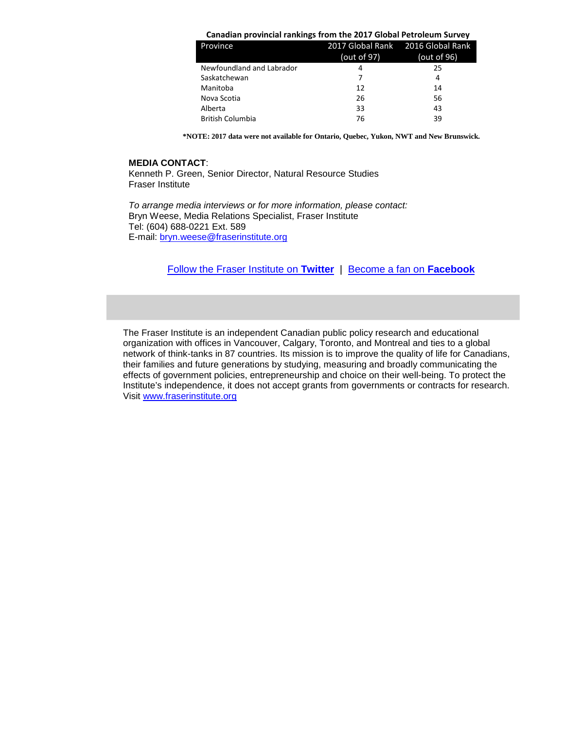**Canadian provincial rankings from the 2017 Global Petroleum Survey**

| Province | 2017 Global Rank (out of 97) | 2016 Global Rank (out of 96) |
|---|---|---|
| Newfoundland and Labrador | 4 | 25 |
| Saskatchewan | 7 | 4 |
| Manitoba | 12 | 14 |
| Nova Scotia | 26 | 56 |
| Alberta | 33 | 43 |
| British Columbia | 76 | 39 |

**\*NOTE: 2017 data were not available for Ontario, Quebec, Yukon, NWT and New Brunswick.**

**MEDIA CONTACT**:
Kenneth P. Green, Senior Director, Natural Resource Studies
Fraser Institute

*To arrange media interviews or for more information, please contact:*
Bryn Weese, Media Relations Specialist, Fraser Institute
Tel: (604) 688-0221 Ext. 589
E-mail: bryn.weese@fraserinstitute.org

Follow the Fraser Institute on **Twitter** | Become a fan on **Facebook**

The Fraser Institute is an independent Canadian public policy research and educational organization with offices in Vancouver, Calgary, Toronto, and Montreal and ties to a global network of think-tanks in 87 countries. Its mission is to improve the quality of life for Canadians, their families and future generations by studying, measuring and broadly communicating the effects of government policies, entrepreneurship and choice on their well-being. To protect the Institute's independence, it does not accept grants from governments or contracts for research. Visit www.fraserinstitute.org